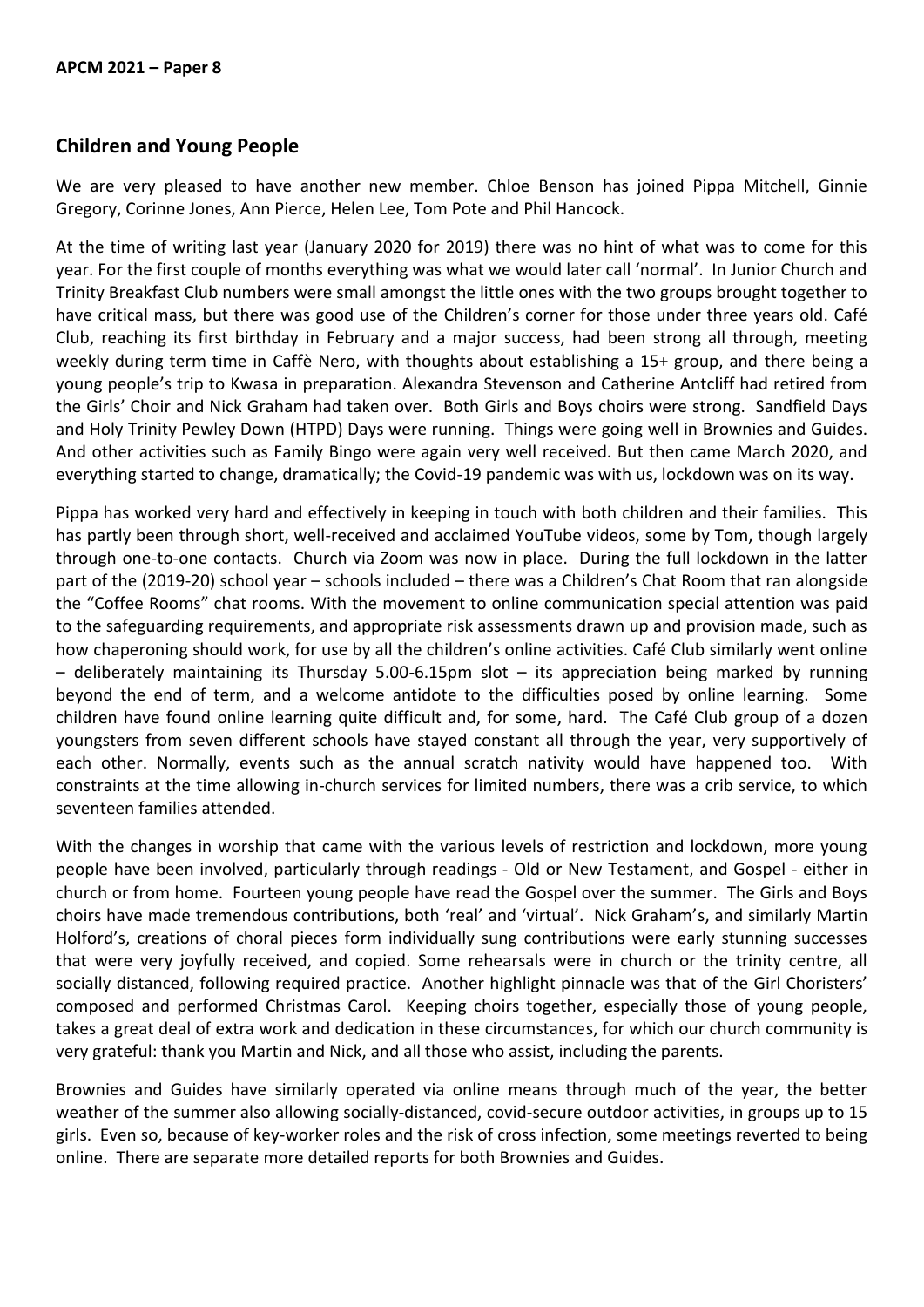**APCM 2021 – Paper 8**

## Children and Young People

We are very pleased to have another new member. Chloe Benson has joined Pippa Mitchell, Ginnie Gregory, Corinne Jones, Ann Pierce, Helen Lee, Tom Pote and Phil Hancock.

At the time of writing last year (January 2020 for 2019) there was no hint of what was to come for this year. For the first couple of months everything was what we would later call 'normal'. In Junior Church and Trinity Breakfast Club numbers were small amongst the little ones with the two groups brought together to have critical mass, but there was good use of the Children's corner for those under three years old. Café Club, reaching its first birthday in February and a major success, had been strong all through, meeting weekly during term time in Caffè Nero, with thoughts about establishing a 15+ group, and there being a young people's trip to Kwasa in preparation. Alexandra Stevenson and Catherine Antcliff had retired from the Girls' Choir and Nick Graham had taken over. Both Girls and Boys choirs were strong. Sandfield Days and Holy Trinity Pewley Down (HTPD) Days were running. Things were going well in Brownies and Guides. And other activities such as Family Bingo were again very well received. But then came March 2020, and everything started to change, dramatically; the Covid-19 pandemic was with us, lockdown was on its way.

Pippa has worked very hard and effectively in keeping in touch with both children and their families. This has partly been through short, well-received and acclaimed YouTube videos, some by Tom, though largely through one-to-one contacts. Church via Zoom was now in place. During the full lockdown in the latter part of the (2019-20) school year – schools included – there was a Children's Chat Room that ran alongside the "Coffee Rooms" chat rooms. With the movement to online communication special attention was paid to the safeguarding requirements, and appropriate risk assessments drawn up and provision made, such as how chaperoning should work, for use by all the children's online activities. Café Club similarly went online – deliberately maintaining its Thursday 5.00-6.15pm slot – its appreciation being marked by running beyond the end of term, and a welcome antidote to the difficulties posed by online learning. Some children have found online learning quite difficult and, for some, hard. The Café Club group of a dozen youngsters from seven different schools have stayed constant all through the year, very supportively of each other. Normally, events such as the annual scratch nativity would have happened too. With constraints at the time allowing in-church services for limited numbers, there was a crib service, to which seventeen families attended.

With the changes in worship that came with the various levels of restriction and lockdown, more young people have been involved, particularly through readings - Old or New Testament, and Gospel - either in church or from home. Fourteen young people have read the Gospel over the summer. The Girls and Boys choirs have made tremendous contributions, both 'real' and 'virtual'. Nick Graham's, and similarly Martin Holford's, creations of choral pieces form individually sung contributions were early stunning successes that were very joyfully received, and copied. Some rehearsals were in church or the trinity centre, all socially distanced, following required practice. Another highlight pinnacle was that of the Girl Choristers' composed and performed Christmas Carol. Keeping choirs together, especially those of young people, takes a great deal of extra work and dedication in these circumstances, for which our church community is very grateful: thank you Martin and Nick, and all those who assist, including the parents.

Brownies and Guides have similarly operated via online means through much of the year, the better weather of the summer also allowing socially-distanced, covid-secure outdoor activities, in groups up to 15 girls. Even so, because of key-worker roles and the risk of cross infection, some meetings reverted to being online. There are separate more detailed reports for both Brownies and Guides.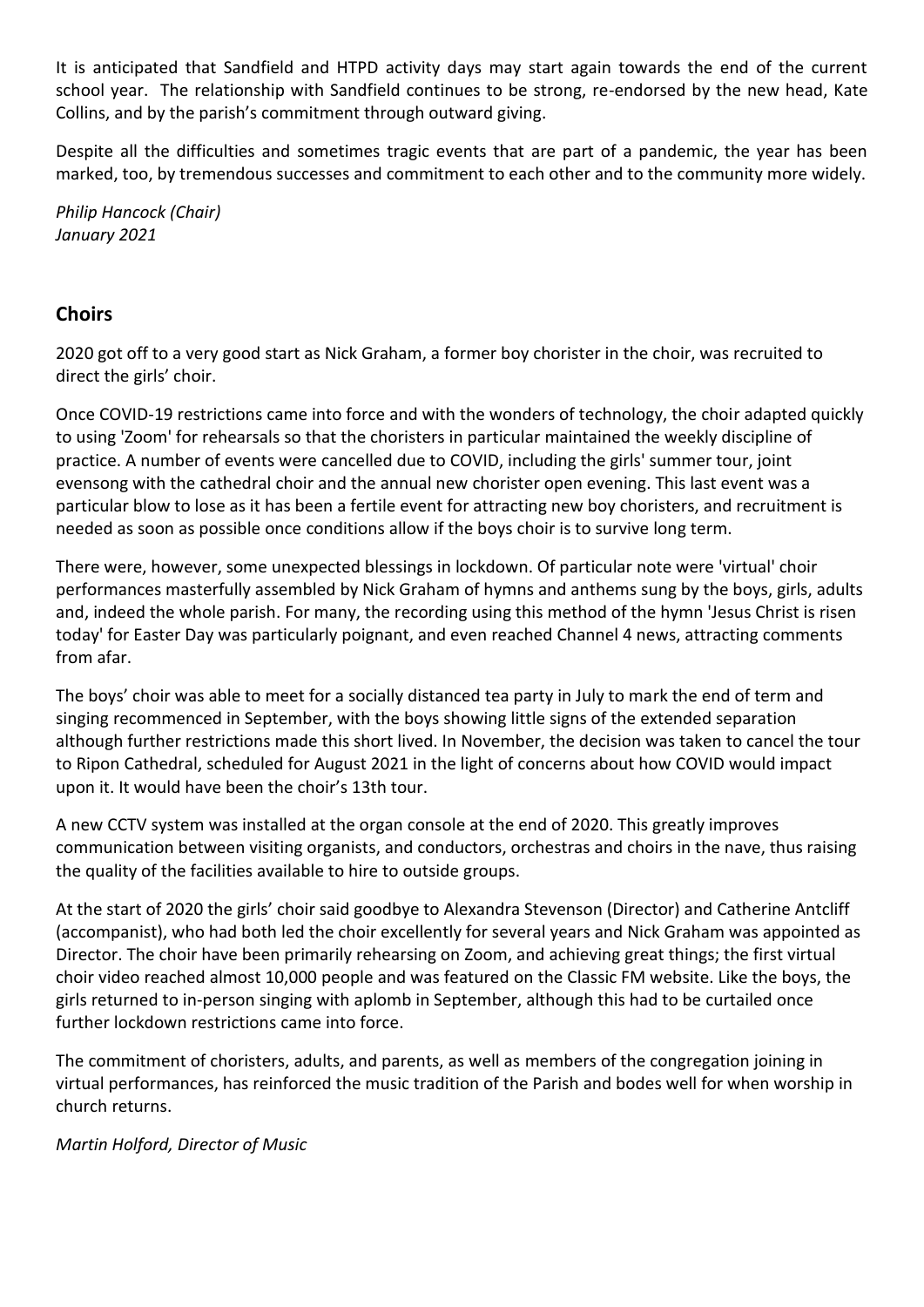It is anticipated that Sandfield and HTPD activity days may start again towards the end of the current school year. The relationship with Sandfield continues to be strong, re-endorsed by the new head, Kate Collins, and by the parish's commitment through outward giving.

Despite all the difficulties and sometimes tragic events that are part of a pandemic, the year has been marked, too, by tremendous successes and commitment to each other and to the community more widely.

*Philip Hancock (Chair)*
*January 2021*

## Choirs

2020 got off to a very good start as Nick Graham, a former boy chorister in the choir, was recruited to direct the girls' choir.

Once COVID-19 restrictions came into force and with the wonders of technology, the choir adapted quickly to using 'Zoom' for rehearsals so that the choristers in particular maintained the weekly discipline of practice. A number of events were cancelled due to COVID, including the girls' summer tour, joint evensong with the cathedral choir and the annual new chorister open evening. This last event was a particular blow to lose as it has been a fertile event for attracting new boy choristers, and recruitment is needed as soon as possible once conditions allow if the boys choir is to survive long term.

There were, however, some unexpected blessings in lockdown. Of particular note were 'virtual' choir performances masterfully assembled by Nick Graham of hymns and anthems sung by the boys, girls, adults and, indeed the whole parish. For many, the recording using this method of the hymn 'Jesus Christ is risen today' for Easter Day was particularly poignant, and even reached Channel 4 news, attracting comments from afar.

The boys' choir was able to meet for a socially distanced tea party in July to mark the end of term and singing recommenced in September, with the boys showing little signs of the extended separation although further restrictions made this short lived. In November, the decision was taken to cancel the tour to Ripon Cathedral, scheduled for August 2021 in the light of concerns about how COVID would impact upon it. It would have been the choir's 13th tour.

A new CCTV system was installed at the organ console at the end of 2020. This greatly improves communication between visiting organists, and conductors, orchestras and choirs in the nave, thus raising the quality of the facilities available to hire to outside groups.

At the start of 2020 the girls' choir said goodbye to Alexandra Stevenson (Director) and Catherine Antcliff (accompanist), who had both led the choir excellently for several years and Nick Graham was appointed as Director. The choir have been primarily rehearsing on Zoom, and achieving great things; the first virtual choir video reached almost 10,000 people and was featured on the Classic FM website. Like the boys, the girls returned to in-person singing with aplomb in September, although this had to be curtailed once further lockdown restrictions came into force.

The commitment of choristers, adults, and parents, as well as members of the congregation joining in virtual performances, has reinforced the music tradition of the Parish and bodes well for when worship in church returns.

*Martin Holford, Director of Music*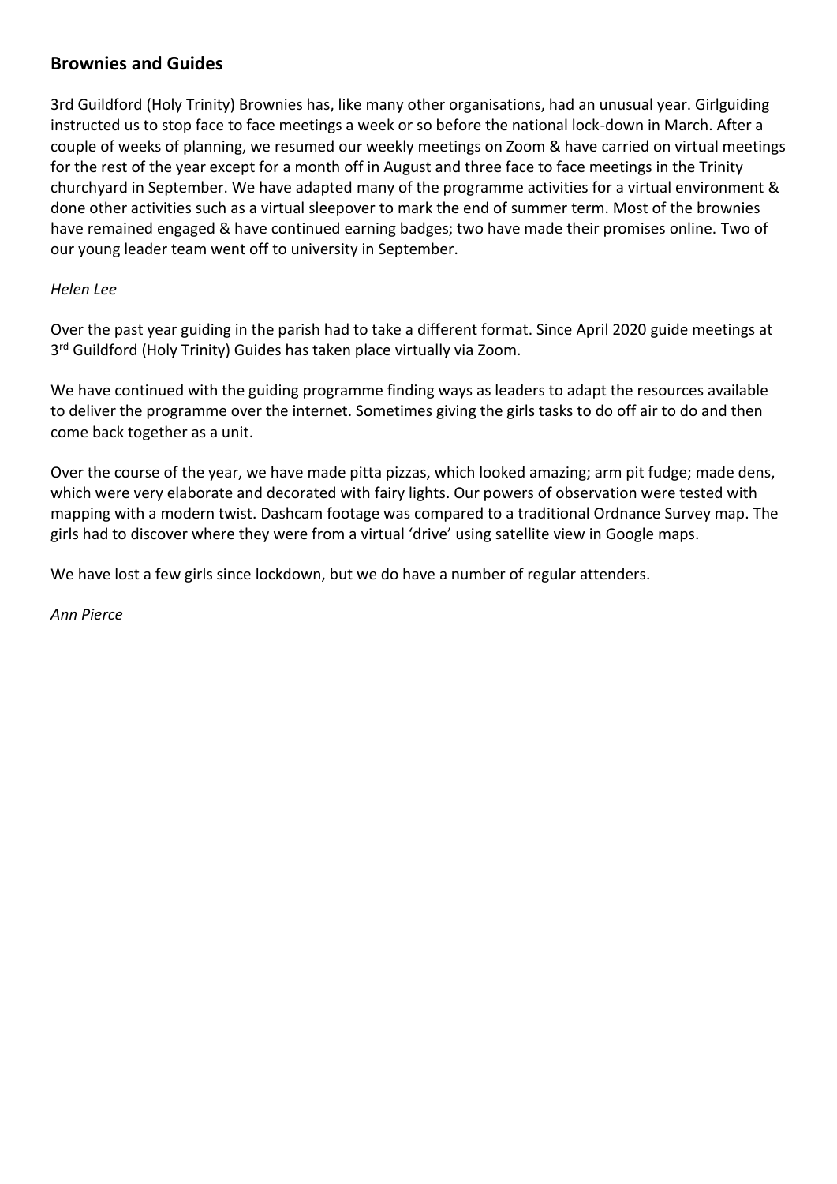## Brownies and Guides

3rd Guildford (Holy Trinity) Brownies has, like many other organisations, had an unusual year. Girlguiding instructed us to stop face to face meetings a week or so before the national lock-down in March. After a couple of weeks of planning, we resumed our weekly meetings on Zoom & have carried on virtual meetings for the rest of the year except for a month off in August and three face to face meetings in the Trinity churchyard in September. We have adapted many of the programme activities for a virtual environment & done other activities such as a virtual sleepover to mark the end of summer term. Most of the brownies have remained engaged & have continued earning badges; two have made their promises online. Two of our young leader team went off to university in September.

*Helen Lee*

Over the past year guiding in the parish had to take a different format. Since April 2020 guide meetings at 3rd Guildford (Holy Trinity) Guides has taken place virtually via Zoom.

We have continued with the guiding programme finding ways as leaders to adapt the resources available to deliver the programme over the internet. Sometimes giving the girls tasks to do off air to do and then come back together as a unit.

Over the course of the year, we have made pitta pizzas, which looked amazing; arm pit fudge; made dens, which were very elaborate and decorated with fairy lights. Our powers of observation were tested with mapping with a modern twist. Dashcam footage was compared to a traditional Ordnance Survey map. The girls had to discover where they were from a virtual 'drive' using satellite view in Google maps.

We have lost a few girls since lockdown, but we do have a number of regular attenders.

*Ann Pierce*